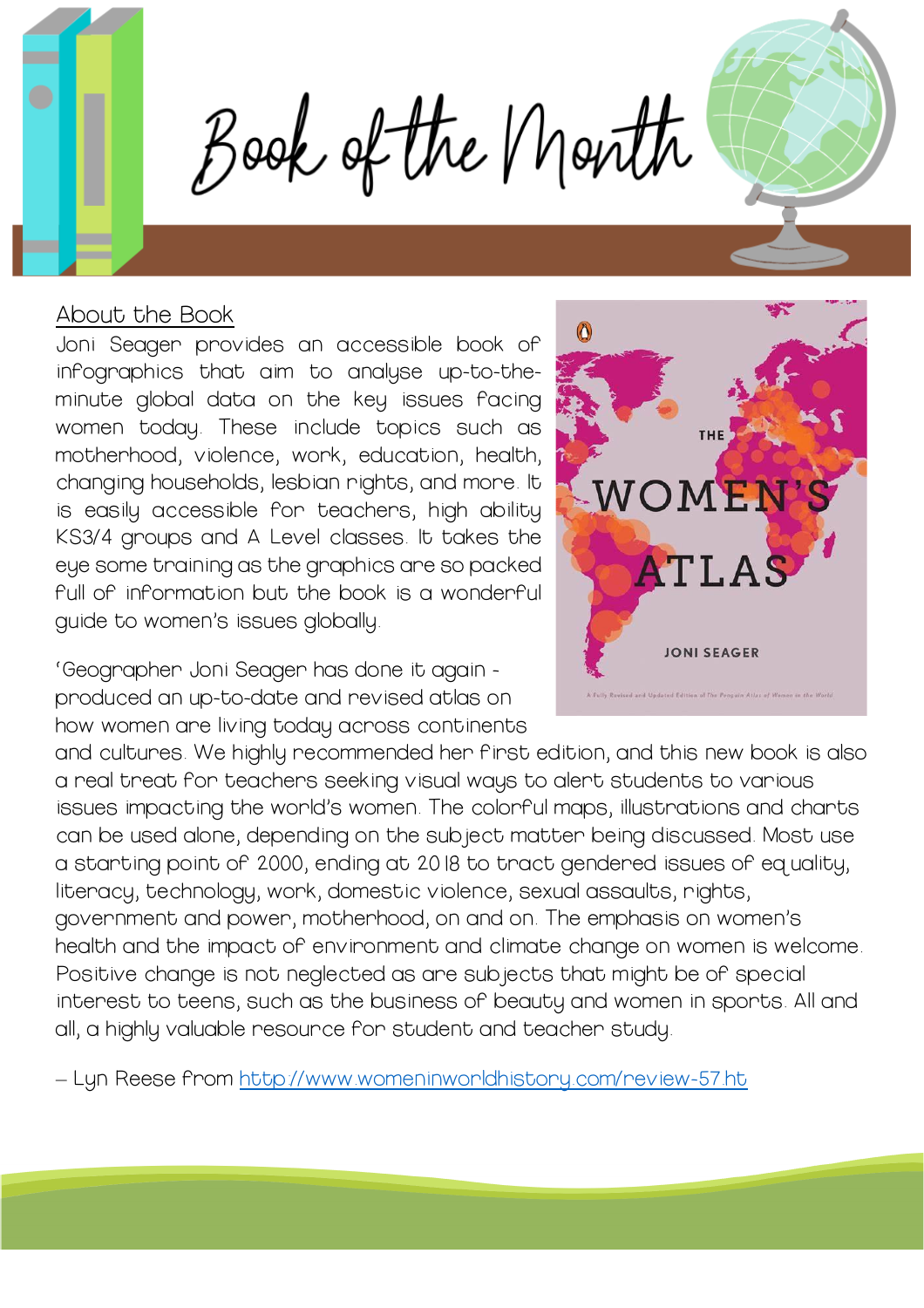# Book of the Month

## About the Book

Joni Seager provides an accessible book of infographics that aim to analyse up-to-the-minute global data on the key issues facing women today. These include topics such as motherhood, violence, work, education, health, changing households, lesbian rights, and more. It is easily accessible for teachers, high ability KS3/4 groups and A Level classes. It takes the eye some training as the graphics are so packed full of information but the book is a wonderful guide to women's issues globally.

'Geographer Joni Seager has done it again - produced an up-to-date and revised atlas on how women are living today across continents and cultures. We highly recommended her first edition, and this new book is also a real treat for teachers seeking visual ways to alert students to various issues impacting the world's women. The colorful maps, illustrations and charts can be used alone, depending on the subject matter being discussed. Most use a starting point of 2000, ending at 2018 to tract gendered issues of equality, literacy, technology, work, domestic violence, sexual assaults, rights, government and power, motherhood, on and on. The emphasis on women's health and the impact of environment and climate change on women is welcome. Positive change is not neglected as are subjects that might be of special interest to teens, such as the business of beauty and women in sports. All and all, a highly valuable resource for student and teacher study.

– Lyn Reese from http://www.womeninworldhistory.com/review-57.ht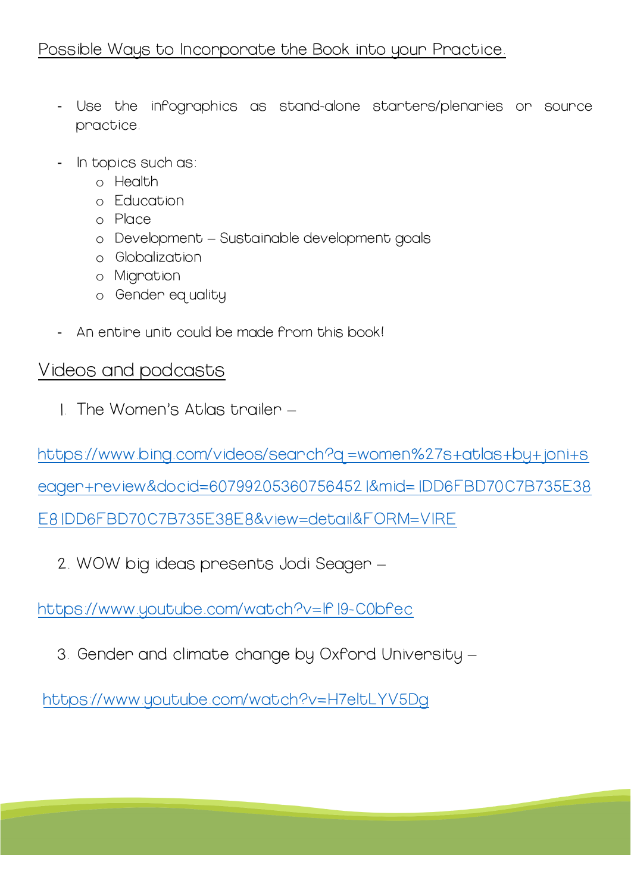## Possible Ways to Incorporate the Book into your Practice.

- Use the infographics as stand-alone starters/plenaries or source practice.
- In topics such as:
  - Health
  - Education
  - Place
  - Development – Sustainable development goals
  - Globalization
  - Migration
  - Gender equality
- An entire unit could be made from this book!

## Videos and podcasts

1. The Women's Atlas trailer –

https://www.bing.com/videos/search?q=women%27s+atlas+by+joni+seager+review&docid=607992053607564521&mid=1DD6FBD70C7B735E38E81DD6FBD70C7B735E38E8&view=detail&FORM=VIRE

2. WOW big ideas presents Jodi Seager –

https://www.youtube.com/watch?v=lf19-C0bfec

3. Gender and climate change by Oxford University –

https://www.youtube.com/watch?v=H7eltLYV5Dg